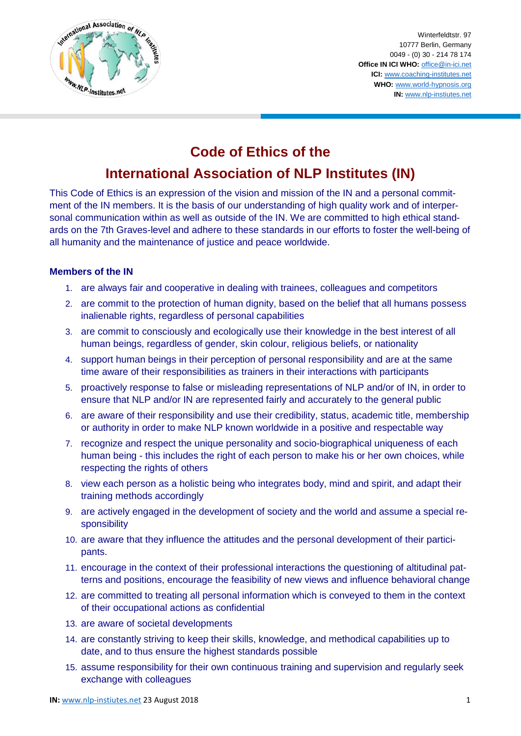Winterfeldtstr. 97
10777 Berlin, Germany
0049 - (0) 30 - 214 78 174
**Office IN ICI WHO:** office@in-ici.net
**ICI:** www.coaching-institutes.net
**WHO:** www.world-hypnosis.org
**IN:** www.nlp-instiutes.net

# Code of Ethics of the International Association of NLP Institutes (IN)

This Code of Ethics is an expression of the vision and mission of the IN and a personal commitment of the IN members. It is the basis of our understanding of high quality work and of interpersonal communication within as well as outside of the IN. We are committed to high ethical standards on the 7th Graves-level and adhere to these standards in our efforts to foster the well-being of all humanity and the maintenance of justice and peace worldwide.

### Members of the IN

1. are always fair and cooperative in dealing with trainees, colleagues and competitors
2. are commit to the protection of human dignity, based on the belief that all humans possess inalienable rights, regardless of personal capabilities
3. are commit to consciously and ecologically use their knowledge in the best interest of all human beings, regardless of gender, skin colour, religious beliefs, or nationality
4. support human beings in their perception of personal responsibility and are at the same time aware of their responsibilities as trainers in their interactions with participants
5. proactively response to false or misleading representations of NLP and/or of IN, in order to ensure that NLP and/or IN are represented fairly and accurately to the general public
6. are aware of their responsibility and use their credibility, status, academic title, membership or authority in order to make NLP known worldwide in a positive and respectable way
7. recognize and respect the unique personality and socio-biographical uniqueness of each human being - this includes the right of each person to make his or her own choices, while respecting the rights of others
8. view each person as a holistic being who integrates body, mind and spirit, and adapt their training methods accordingly
9. are actively engaged in the development of society and the world and assume a special responsibility
10. are aware that they influence the attitudes and the personal development of their participants.
11. encourage in the context of their professional interactions the questioning of altitudinal patterns and positions, encourage the feasibility of new views and influence behavioral change
12. are committed to treating all personal information which is conveyed to them in the context of their occupational actions as confidential
13. are aware of societal developments
14. are constantly striving to keep their skills, knowledge, and methodical capabilities up to date, and to thus ensure the highest standards possible
15. assume responsibility for their own continuous training and supervision and regularly seek exchange with colleagues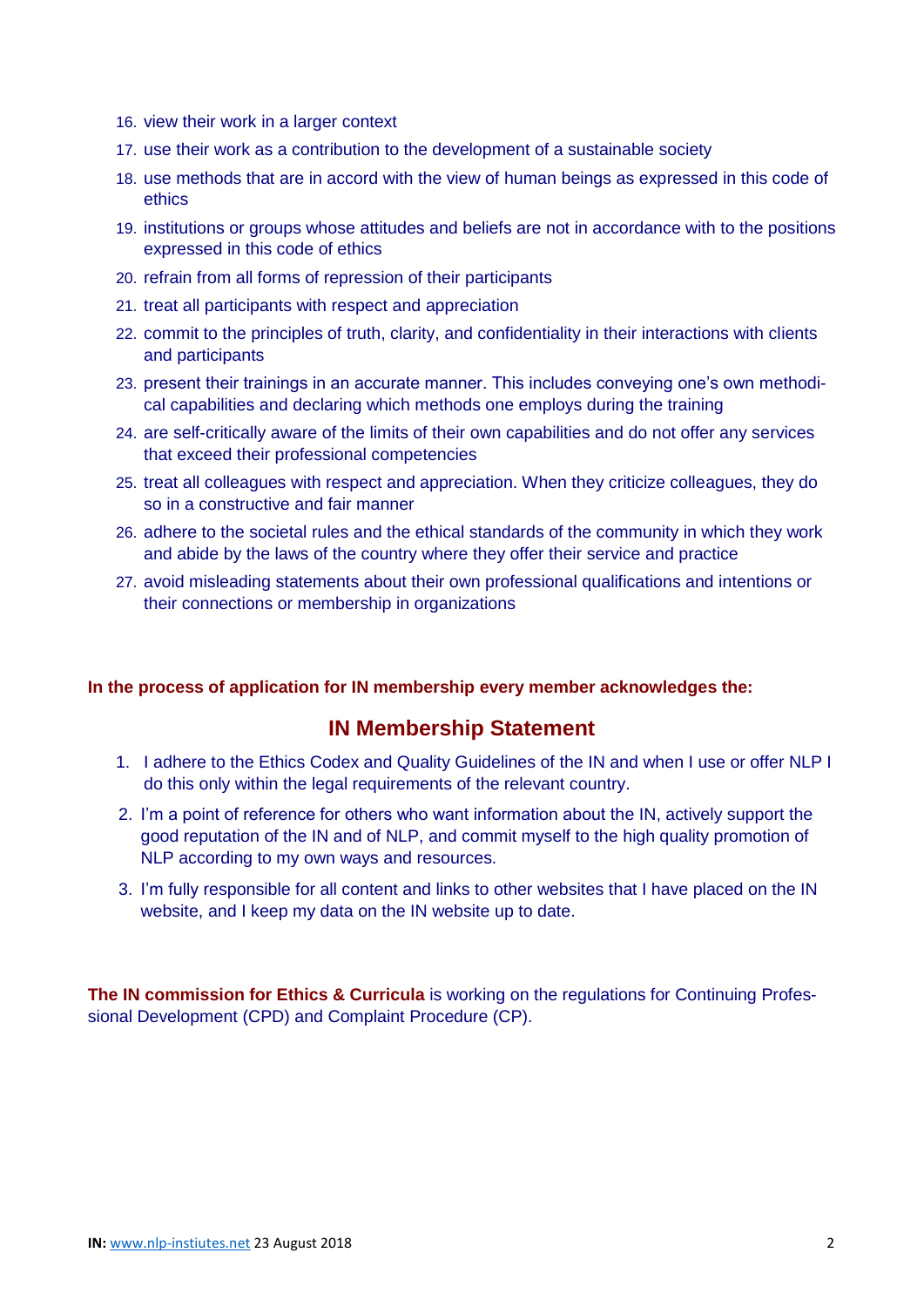16. view their work in a larger context
17. use their work as a contribution to the development of a sustainable society
18. use methods that are in accord with the view of human beings as expressed in this code of ethics
19. institutions or groups whose attitudes and beliefs are not in accordance with to the positions expressed in this code of ethics
20. refrain from all forms of repression of their participants
21. treat all participants with respect and appreciation
22. commit to the principles of truth, clarity, and confidentiality in their interactions with clients and participants
23. present their trainings in an accurate manner. This includes conveying one's own methodical capabilities and declaring which methods one employs during the training
24. are self-critically aware of the limits of their own capabilities and do not offer any services that exceed their professional competencies
25. treat all colleagues with respect and appreciation. When they criticize colleagues, they do so in a constructive and fair manner
26. adhere to the societal rules and the ethical standards of the community in which they work and abide by the laws of the country where they offer their service and practice
27. avoid misleading statements about their own professional qualifications and intentions or their connections or membership in organizations

**In the process of application for IN membership every member acknowledges the:**

## IN Membership Statement

1. I adhere to the Ethics Codex and Quality Guidelines of the IN and when I use or offer NLP I do this only within the legal requirements of the relevant country.
2. I'm a point of reference for others who want information about the IN, actively support the good reputation of the IN and of NLP, and commit myself to the high quality promotion of NLP according to my own ways and resources.
3. I'm fully responsible for all content and links to other websites that I have placed on the IN website, and I keep my data on the IN website up to date.

**The IN commission for Ethics & Curricula** is working on the regulations for Continuing Professional Development (CPD) and Complaint Procedure (CP).